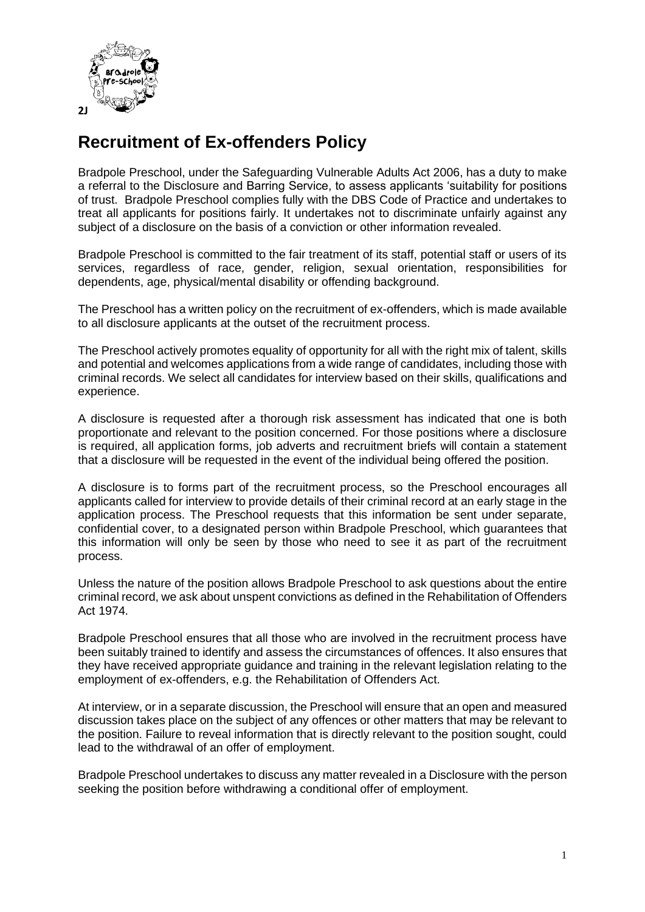2J

# Recruitment of Ex-offenders Policy

Bradpole Preschool, under the Safeguarding Vulnerable Adults Act 2006, has a duty to make a referral to the Disclosure and Barring Service, to assess applicants 'suitability for positions of trust. Bradpole Preschool complies fully with the DBS Code of Practice and undertakes to treat all applicants for positions fairly. It undertakes not to discriminate unfairly against any subject of a disclosure on the basis of a conviction or other information revealed.

Bradpole Preschool is committed to the fair treatment of its staff, potential staff or users of its services, regardless of race, gender, religion, sexual orientation, responsibilities for dependents, age, physical/mental disability or offending background.

The Preschool has a written policy on the recruitment of ex-offenders, which is made available to all disclosure applicants at the outset of the recruitment process.

The Preschool actively promotes equality of opportunity for all with the right mix of talent, skills and potential and welcomes applications from a wide range of candidates, including those with criminal records. We select all candidates for interview based on their skills, qualifications and experience.

A disclosure is requested after a thorough risk assessment has indicated that one is both proportionate and relevant to the position concerned. For those positions where a disclosure is required, all application forms, job adverts and recruitment briefs will contain a statement that a disclosure will be requested in the event of the individual being offered the position.

A disclosure is to forms part of the recruitment process, so the Preschool encourages all applicants called for interview to provide details of their criminal record at an early stage in the application process. The Preschool requests that this information be sent under separate, confidential cover, to a designated person within Bradpole Preschool, which guarantees that this information will only be seen by those who need to see it as part of the recruitment process.

Unless the nature of the position allows Bradpole Preschool to ask questions about the entire criminal record, we ask about unspent convictions as defined in the Rehabilitation of Offenders Act 1974.

Bradpole Preschool ensures that all those who are involved in the recruitment process have been suitably trained to identify and assess the circumstances of offences. It also ensures that they have received appropriate guidance and training in the relevant legislation relating to the employment of ex-offenders, e.g. the Rehabilitation of Offenders Act.

At interview, or in a separate discussion, the Preschool will ensure that an open and measured discussion takes place on the subject of any offences or other matters that may be relevant to the position. Failure to reveal information that is directly relevant to the position sought, could lead to the withdrawal of an offer of employment.

Bradpole Preschool undertakes to discuss any matter revealed in a Disclosure with the person seeking the position before withdrawing a conditional offer of employment.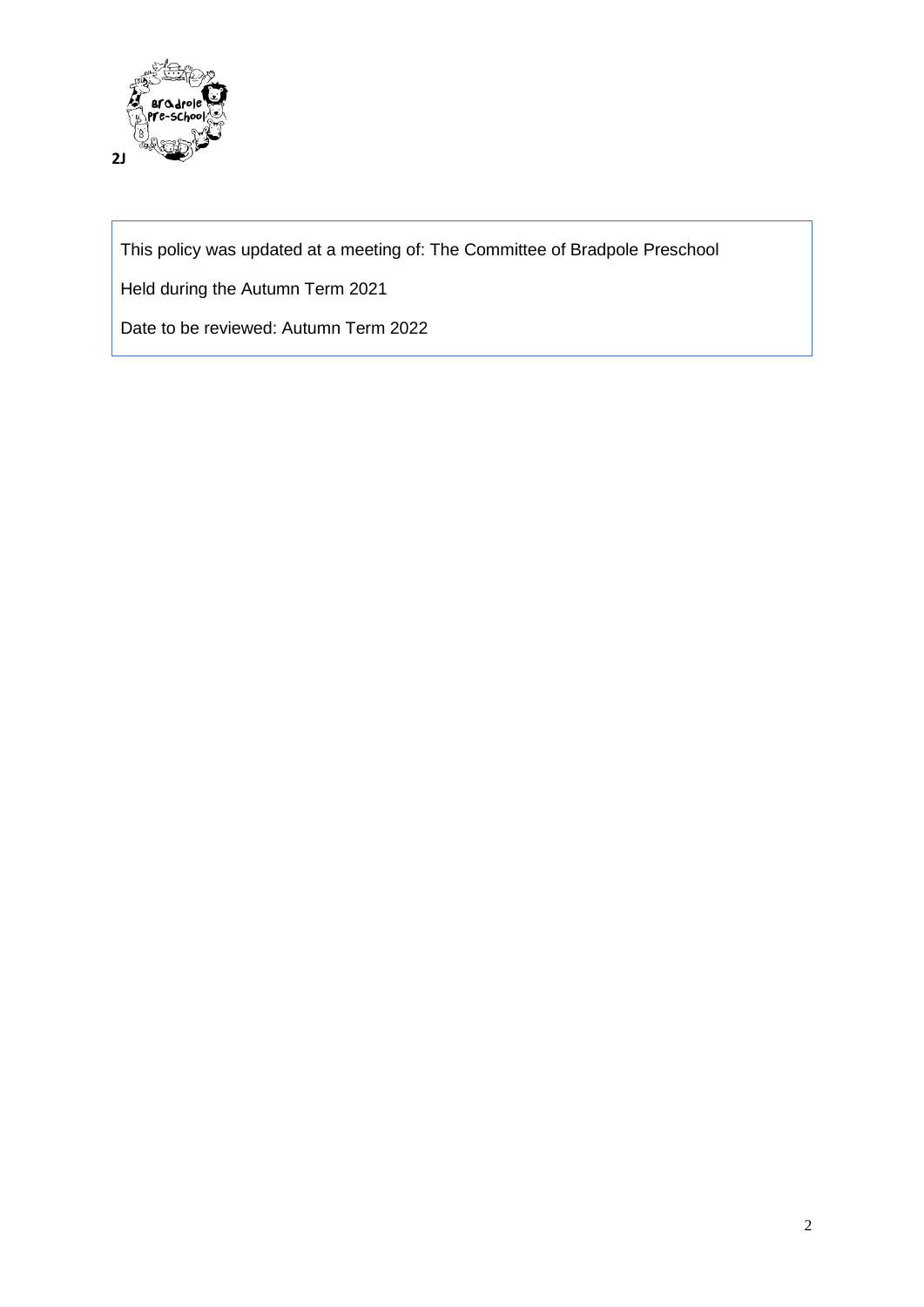2J

This policy was updated at a meeting of: The Committee of Bradpole Preschool

Held during the Autumn Term 2021

Date to be reviewed: Autumn Term 2022